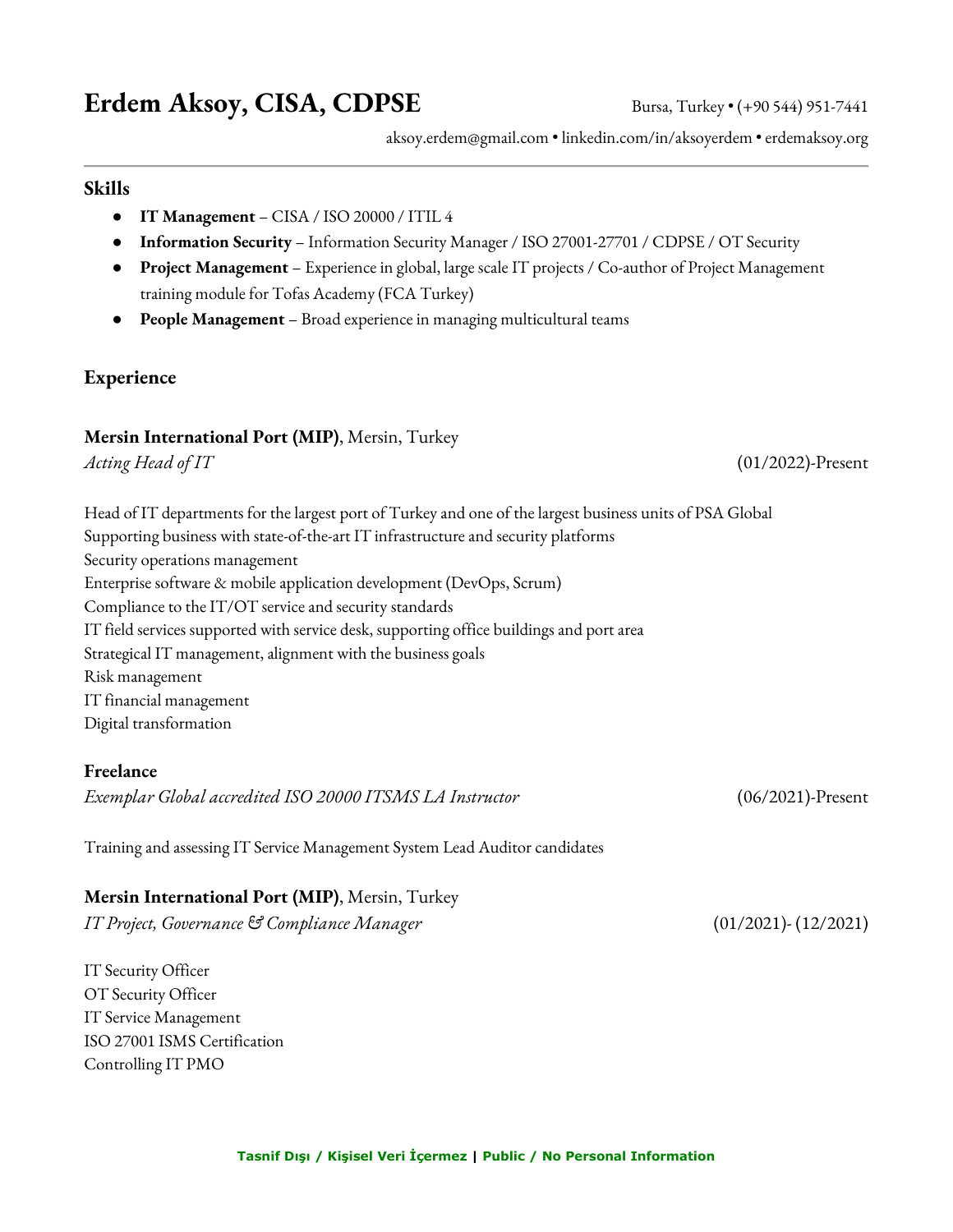# Erdem Aksoy, CISA, CDPSE

Bursa, Turkey • (+90 544) 951-7441

aksoy.erdem@gmail.com • linkedin.com/in/aksoyerdem • erdemaksoy.org

## Skills

- **IT Management** – CISA / ISO 20000 / ITIL 4
- **Information Security** – Information Security Manager / ISO 27001-27701 / CDPSE / OT Security
- **Project Management** – Experience in global, large scale IT projects / Co-author of Project Management training module for Tofas Academy (FCA Turkey)
- **People Management** – Broad experience in managing multicultural teams

## Experience

**Mersin International Port (MIP)**, Mersin, Turkey
*Acting Head of IT* (01/2022)-Present

Head of IT departments for the largest port of Turkey and one of the largest business units of PSA Global
Supporting business with state-of-the-art IT infrastructure and security platforms
Security operations management
Enterprise software & mobile application development (DevOps, Scrum)
Compliance to the IT/OT service and security standards
IT field services supported with service desk, supporting office buildings and port area
Strategical IT management, alignment with the business goals
Risk management
IT financial management
Digital transformation

**Freelance**
*Exemplar Global accredited ISO 20000 ITSMS LA Instructor* (06/2021)-Present

Training and assessing IT Service Management System Lead Auditor candidates

**Mersin International Port (MIP)**, Mersin, Turkey
*IT Project, Governance & Compliance Manager* (01/2021)- (12/2021)

IT Security Officer
OT Security Officer
IT Service Management
ISO 27001 ISMS Certification
Controlling IT PMO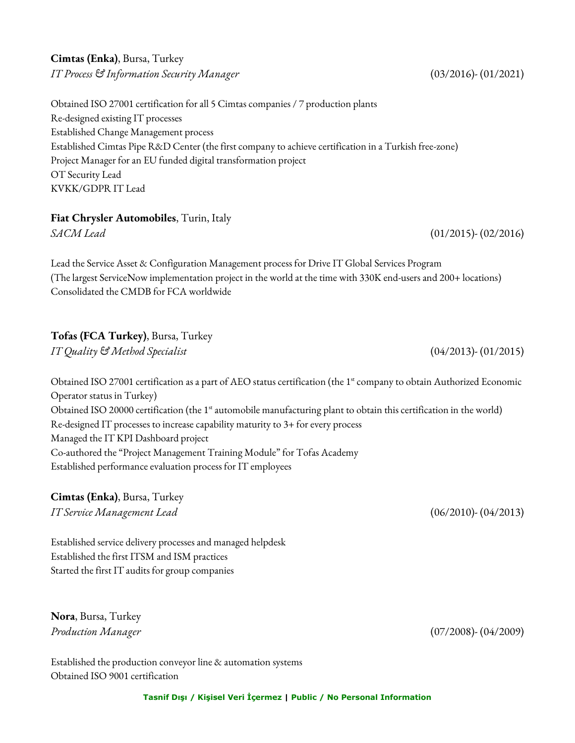**Cimtas (Enka)**, Bursa, Turkey
*IT Process & Information Security Manager* (03/2016)- (01/2021)

Obtained ISO 27001 certification for all 5 Cimtas companies / 7 production plants
Re-designed existing IT processes
Established Change Management process
Established Cimtas Pipe R&D Center (the first company to achieve certification in a Turkish free-zone)
Project Manager for an EU funded digital transformation project
OT Security Lead
KVKK/GDPR IT Lead

**Fiat Chrysler Automobiles**, Turin, Italy
*SACM Lead* (01/2015)- (02/2016)

Lead the Service Asset & Configuration Management process for Drive IT Global Services Program
(The largest ServiceNow implementation project in the world at the time with 330K end-users and 200+ locations)
Consolidated the CMDB for FCA worldwide

**Tofas (FCA Turkey)**, Bursa, Turkey
*IT Quality & Method Specialist* (04/2013)- (01/2015)

Obtained ISO 27001 certification as a part of AEO status certification (the 1st company to obtain Authorized Economic Operator status in Turkey)
Obtained ISO 20000 certification (the 1st automobile manufacturing plant to obtain this certification in the world)
Re-designed IT processes to increase capability maturity to 3+ for every process
Managed the IT KPI Dashboard project
Co-authored the “Project Management Training Module” for Tofas Academy
Established performance evaluation process for IT employees

**Cimtas (Enka)**, Bursa, Turkey
*IT Service Management Lead* (06/2010)- (04/2013)

Established service delivery processes and managed helpdesk
Established the first ITSM and ISM practices
Started the first IT audits for group companies

**Nora**, Bursa, Turkey
*Production Manager* (07/2008)- (04/2009)

Established the production conveyor line & automation systems
Obtained ISO 9001 certification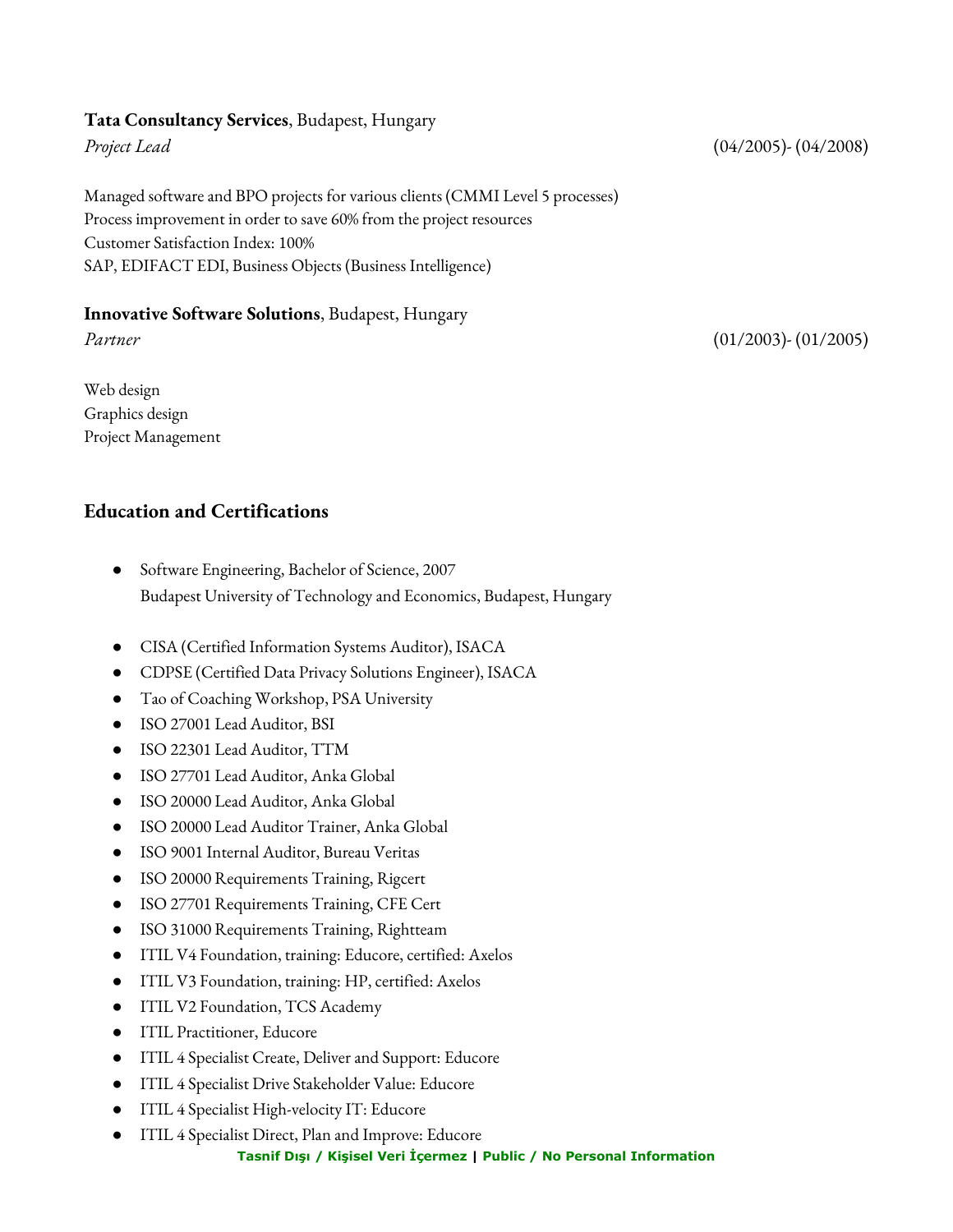**Tata Consultancy Services**, Budapest, Hungary
*Project Lead* (04/2005)- (04/2008)

Managed software and BPO projects for various clients (CMMI Level 5 processes)
Process improvement in order to save 60% from the project resources
Customer Satisfaction Index: 100%
SAP, EDIFACT EDI, Business Objects (Business Intelligence)

**Innovative Software Solutions**, Budapest, Hungary
*Partner* (01/2003)- (01/2005)

Web design
Graphics design
Project Management

## Education and Certifications

- Software Engineering, Bachelor of Science, 2007
  Budapest University of Technology and Economics, Budapest, Hungary

- CISA (Certified Information Systems Auditor), ISACA
- CDPSE (Certified Data Privacy Solutions Engineer), ISACA
- Tao of Coaching Workshop, PSA University
- ISO 27001 Lead Auditor, BSI
- ISO 22301 Lead Auditor, TTM
- ISO 27701 Lead Auditor, Anka Global
- ISO 20000 Lead Auditor, Anka Global
- ISO 20000 Lead Auditor Trainer, Anka Global
- ISO 9001 Internal Auditor, Bureau Veritas
- ISO 20000 Requirements Training, Rigcert
- ISO 27701 Requirements Training, CFE Cert
- ISO 31000 Requirements Training, Rightteam
- ITIL V4 Foundation, training: Educore, certified: Axelos
- ITIL V3 Foundation, training: HP, certified: Axelos
- ITIL V2 Foundation, TCS Academy
- ITIL Practitioner, Educore
- ITIL 4 Specialist Create, Deliver and Support: Educore
- ITIL 4 Specialist Drive Stakeholder Value: Educore
- ITIL 4 Specialist High-velocity IT: Educore
- ITIL 4 Specialist Direct, Plan and Improve: Educore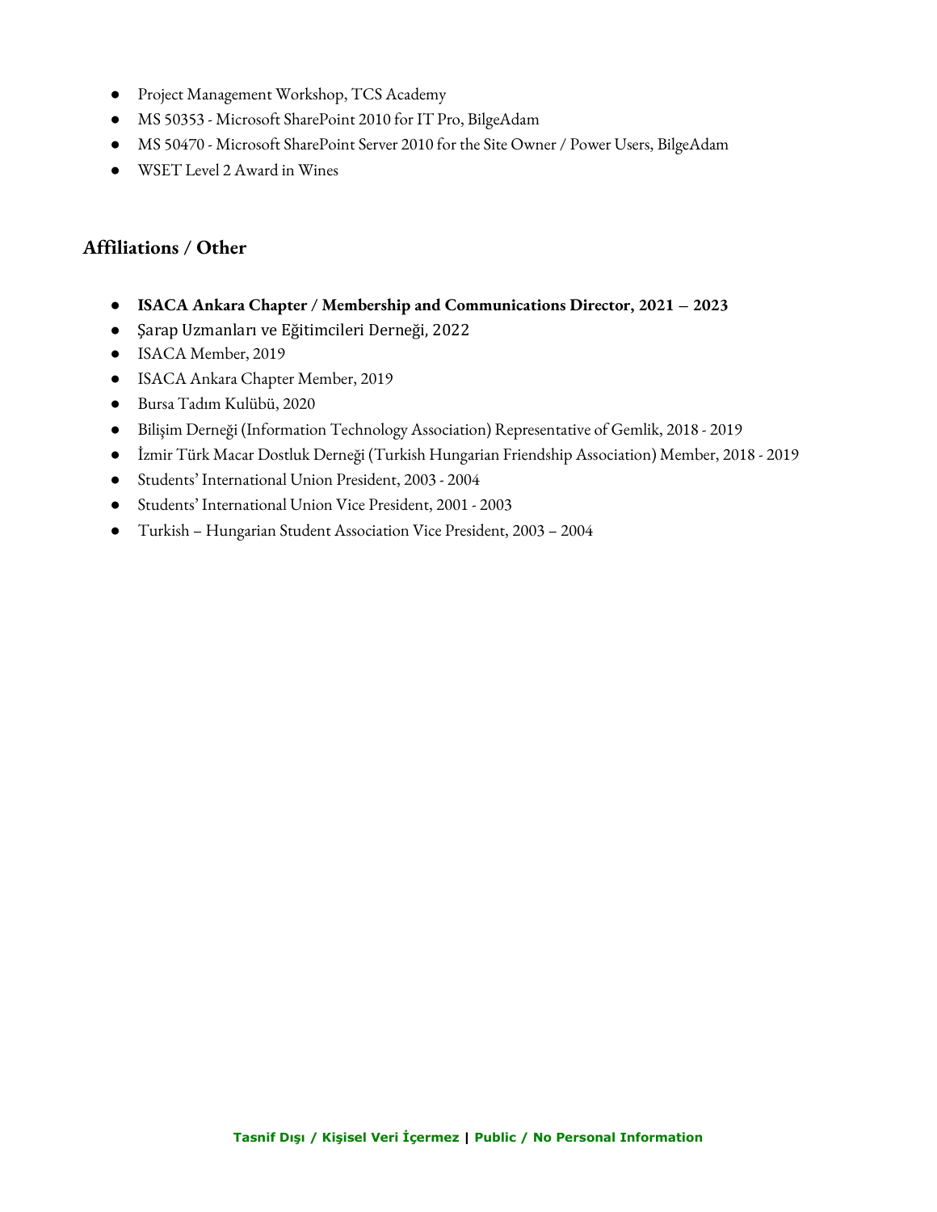- Project Management Workshop, TCS Academy
- MS 50353 - Microsoft SharePoint 2010 for IT Pro, BilgeAdam
- MS 50470 - Microsoft SharePoint Server 2010 for the Site Owner / Power Users, BilgeAdam
- WSET Level 2 Award in Wines

## Affiliations / Other

- **ISACA Ankara Chapter / Membership and Communications Director, 2021 – 2023**
- Şarap Uzmanları ve Eğitimcileri Derneği, 2022
- ISACA Member, 2019
- ISACA Ankara Chapter Member, 2019
- Bursa Tadım Kulübü, 2020
- Bilişim Derneği (Information Technology Association) Representative of Gemlik, 2018 - 2019
- İzmir Türk Macar Dostluk Derneği (Turkish Hungarian Friendship Association) Member, 2018 - 2019
- Students' International Union President, 2003 - 2004
- Students' International Union Vice President, 2001 - 2003
- Turkish – Hungarian Student Association Vice President, 2003 – 2004